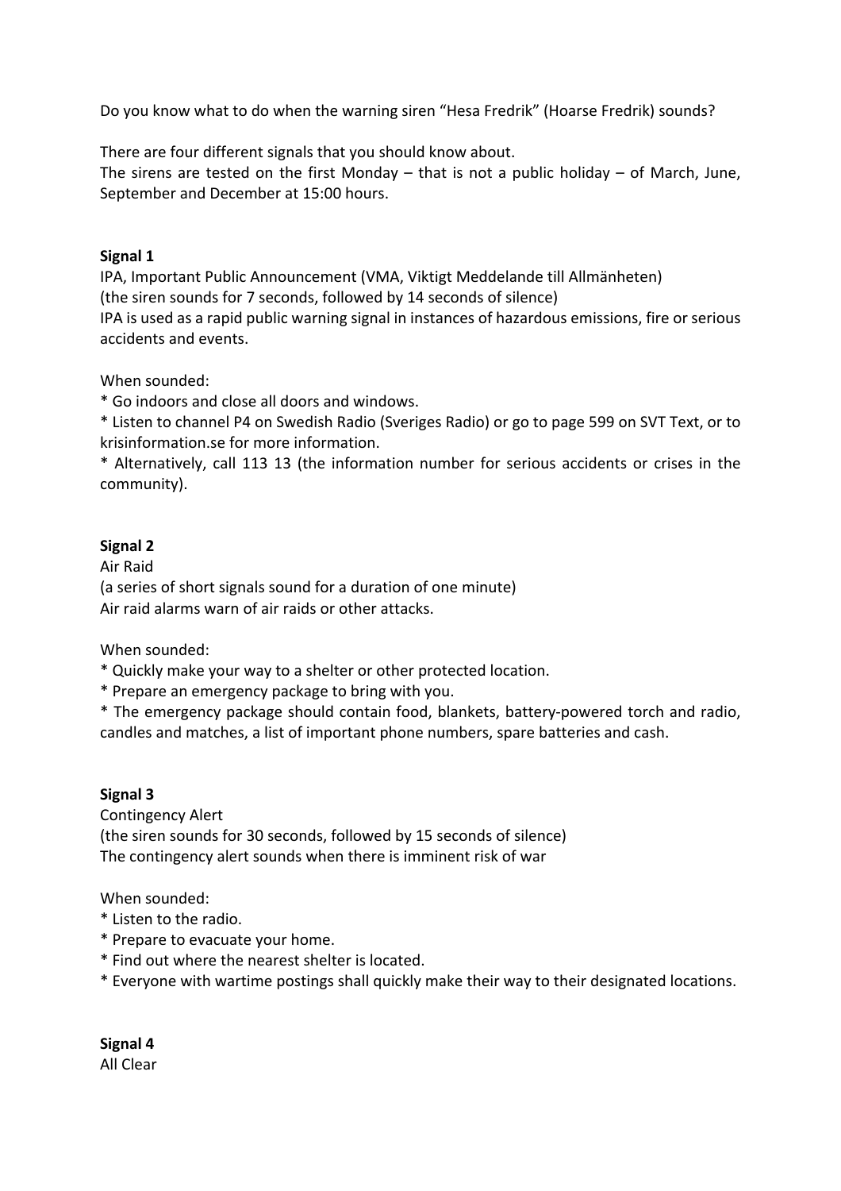Do you know what to do when the warning siren "Hesa Fredrik" (Hoarse Fredrik) sounds?

There are four different signals that you should know about.
The sirens are tested on the first Monday – that is not a public holiday – of March, June, September and December at 15:00 hours.

**Signal 1**
IPA, Important Public Announcement (VMA, Viktigt Meddelande till Allmänheten)
(the siren sounds for 7 seconds, followed by 14 seconds of silence)
IPA is used as a rapid public warning signal in instances of hazardous emissions, fire or serious accidents and events.

When sounded:
* Go indoors and close all doors and windows.
* Listen to channel P4 on Swedish Radio (Sveriges Radio) or go to page 599 on SVT Text, or to krisinformation.se for more information.
* Alternatively, call 113 13 (the information number for serious accidents or crises in the community).

**Signal 2**
Air Raid
(a series of short signals sound for a duration of one minute)
Air raid alarms warn of air raids or other attacks.

When sounded:
* Quickly make your way to a shelter or other protected location.
* Prepare an emergency package to bring with you.
* The emergency package should contain food, blankets, battery-powered torch and radio, candles and matches, a list of important phone numbers, spare batteries and cash.

**Signal 3**
Contingency Alert
(the siren sounds for 30 seconds, followed by 15 seconds of silence)
The contingency alert sounds when there is imminent risk of war

When sounded:
* Listen to the radio.
* Prepare to evacuate your home.
* Find out where the nearest shelter is located.
* Everyone with wartime postings shall quickly make their way to their designated locations.

**Signal 4**
All Clear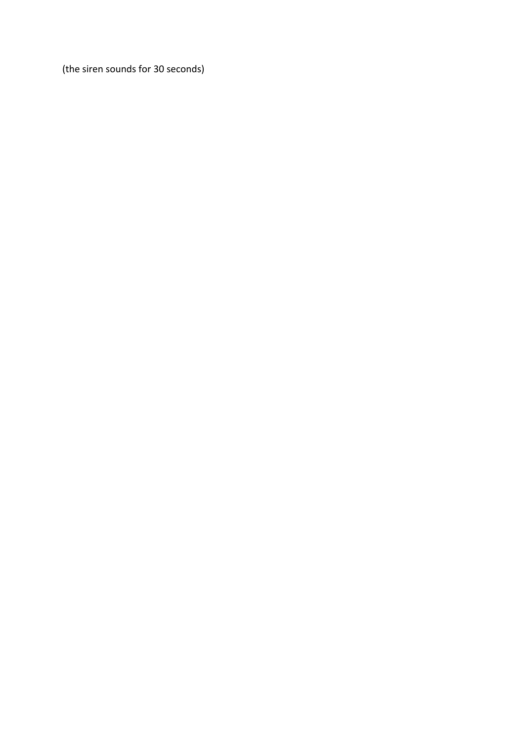(the siren sounds for 30 seconds)